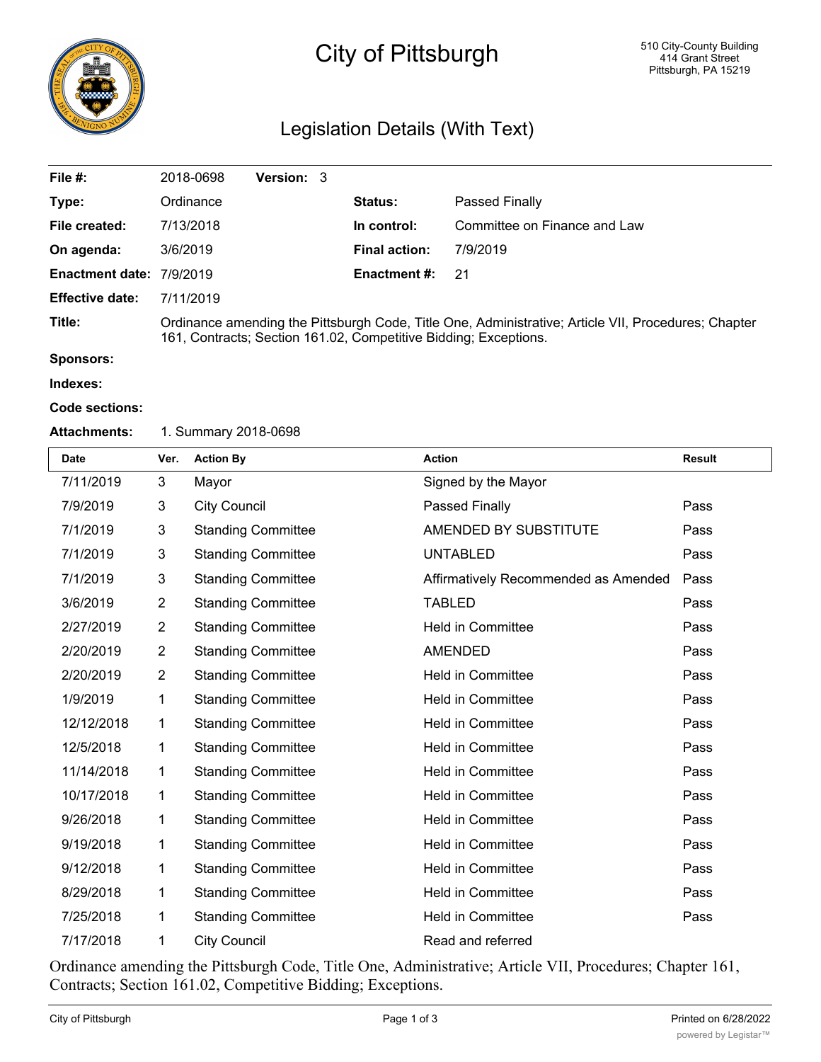# City of Pittsburgh

510 City-County Building
414 Grant Street
Pittsburgh, PA 15219

## Legislation Details (With Text)

| | | | |
|---|---|---|---|
| **File #:** | 2018-0698 **Version:** 3 | | |
| **Type:** | Ordinance | **Status:** | Passed Finally |
| **File created:** | 7/13/2018 | **In control:** | Committee on Finance and Law |
| **On agenda:** | 3/6/2019 | **Final action:** | 7/9/2019 |
| **Enactment date:** | 7/9/2019 | **Enactment #:** | 21 |
| **Effective date:** | 7/11/2019 | | |

**Title:** Ordinance amending the Pittsburgh Code, Title One, Administrative; Article VII, Procedures; Chapter 161, Contracts; Section 161.02, Competitive Bidding; Exceptions.

**Sponsors:**

**Indexes:**

**Code sections:**

**Attachments:** 1. Summary 2018-0698

| Date | Ver. | Action By | Action | Result |
|---|---|---|---|---|
| 7/11/2019 | 3 | Mayor | Signed by the Mayor | |
| 7/9/2019 | 3 | City Council | Passed Finally | Pass |
| 7/1/2019 | 3 | Standing Committee | AMENDED BY SUBSTITUTE | Pass |
| 7/1/2019 | 3 | Standing Committee | UNTABLED | Pass |
| 7/1/2019 | 3 | Standing Committee | Affirmatively Recommended as Amended | Pass |
| 3/6/2019 | 2 | Standing Committee | TABLED | Pass |
| 2/27/2019 | 2 | Standing Committee | Held in Committee | Pass |
| 2/20/2019 | 2 | Standing Committee | AMENDED | Pass |
| 2/20/2019 | 2 | Standing Committee | Held in Committee | Pass |
| 1/9/2019 | 1 | Standing Committee | Held in Committee | Pass |
| 12/12/2018 | 1 | Standing Committee | Held in Committee | Pass |
| 12/5/2018 | 1 | Standing Committee | Held in Committee | Pass |
| 11/14/2018 | 1 | Standing Committee | Held in Committee | Pass |
| 10/17/2018 | 1 | Standing Committee | Held in Committee | Pass |
| 9/26/2018 | 1 | Standing Committee | Held in Committee | Pass |
| 9/19/2018 | 1 | Standing Committee | Held in Committee | Pass |
| 9/12/2018 | 1 | Standing Committee | Held in Committee | Pass |
| 8/29/2018 | 1 | Standing Committee | Held in Committee | Pass |
| 7/25/2018 | 1 | Standing Committee | Held in Committee | Pass |
| 7/17/2018 | 1 | City Council | Read and referred | |

Ordinance amending the Pittsburgh Code, Title One, Administrative; Article VII, Procedures; Chapter 161, Contracts; Section 161.02, Competitive Bidding; Exceptions.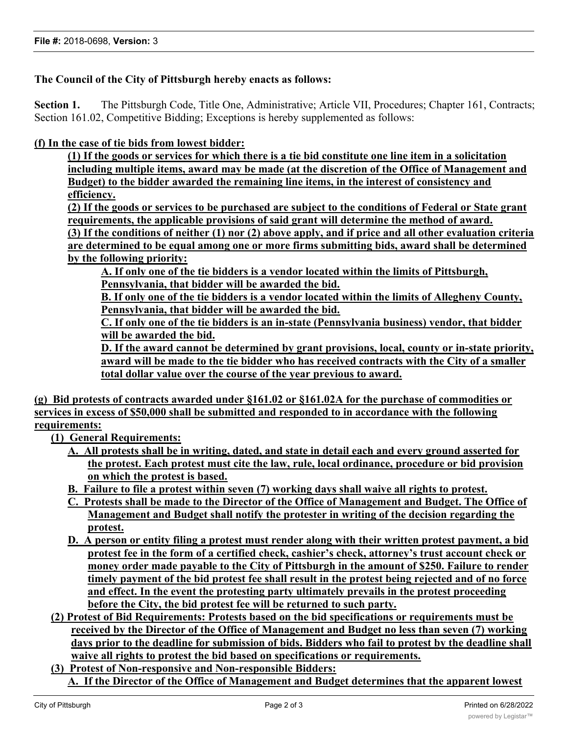**File #:** 2018-0698, **Version:** 3

**The Council of the City of Pittsburgh hereby enacts as follows:**

**Section 1.** The Pittsburgh Code, Title One, Administrative; Article VII, Procedures; Chapter 161, Contracts; Section 161.02, Competitive Bidding; Exceptions is hereby supplemented as follows:

**(f) In the case of tie bids from lowest bidder:**

**(1) If the goods or services for which there is a tie bid constitute one line item in a solicitation including multiple items, award may be made (at the discretion of the Office of Management and Budget) to the bidder awarded the remaining line items, in the interest of consistency and efficiency.**

**(2) If the goods or services to be purchased are subject to the conditions of Federal or State grant requirements, the applicable provisions of said grant will determine the method of award.**

**(3) If the conditions of neither (1) nor (2) above apply, and if price and all other evaluation criteria are determined to be equal among one or more firms submitting bids, award shall be determined by the following priority:**

**A. If only one of the tie bidders is a vendor located within the limits of Pittsburgh, Pennsylvania, that bidder will be awarded the bid.**

**B. If only one of the tie bidders is a vendor located within the limits of Allegheny County, Pennsylvania, that bidder will be awarded the bid.**

**C. If only one of the tie bidders is an in-state (Pennsylvania business) vendor, that bidder will be awarded the bid.**

**D. If the award cannot be determined by grant provisions, local, county or in-state priority, award will be made to the tie bidder who has received contracts with the City of a smaller total dollar value over the course of the year previous to award.**

**(g) Bid protests of contracts awarded under §161.02 or §161.02A for the purchase of commodities or services in excess of $50,000 shall be submitted and responded to in accordance with the following requirements:**

**(1) General Requirements:**

**A. All protests shall be in writing, dated, and state in detail each and every ground asserted for the protest. Each protest must cite the law, rule, local ordinance, procedure or bid provision on which the protest is based.**

**B. Failure to file a protest within seven (7) working days shall waive all rights to protest.**

**C. Protests shall be made to the Director of the Office of Management and Budget. The Office of Management and Budget shall notify the protester in writing of the decision regarding the protest.**

**D. A person or entity filing a protest must render along with their written protest payment, a bid protest fee in the form of a certified check, cashier's check, attorney's trust account check or money order made payable to the City of Pittsburgh in the amount of $250. Failure to render timely payment of the bid protest fee shall result in the protest being rejected and of no force and effect. In the event the protesting party ultimately prevails in the protest proceeding before the City, the bid protest fee will be returned to such party.**

**(2) Protest of Bid Requirements: Protests based on the bid specifications or requirements must be received by the Director of the Office of Management and Budget no less than seven (7) working days prior to the deadline for submission of bids. Bidders who fail to protest by the deadline shall waive all rights to protest the bid based on specifications or requirements.**

**(3) Protest of Non-responsive and Non-responsible Bidders:**

**A. If the Director of the Office of Management and Budget determines that the apparent lowest**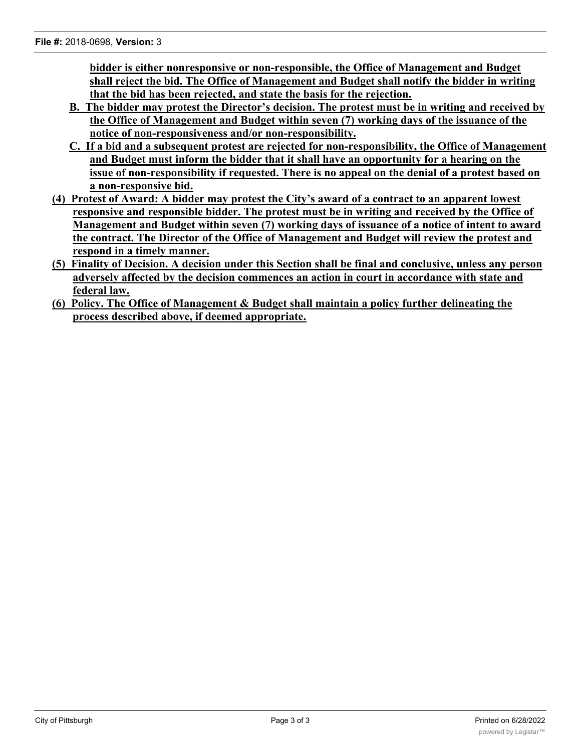**bidder is either nonresponsive or non-responsible, the Office of Management and Budget shall reject the bid. The Office of Management and Budget shall notify the bidder in writing that the bid has been rejected, and state the basis for the rejection.**

- **B. The bidder may protest the Director's decision. The protest must be in writing and received by the Office of Management and Budget within seven (7) working days of the issuance of the notice of non-responsiveness and/or non-responsibility.**
- **C. If a bid and a subsequent protest are rejected for non-responsibility, the Office of Management and Budget must inform the bidder that it shall have an opportunity for a hearing on the issue of non-responsibility if requested. There is no appeal on the denial of a protest based on a non-responsive bid.**

**(4) Protest of Award: A bidder may protest the City's award of a contract to an apparent lowest responsive and responsible bidder. The protest must be in writing and received by the Office of Management and Budget within seven (7) working days of issuance of a notice of intent to award the contract. The Director of the Office of Management and Budget will review the protest and respond in a timely manner.**

**(5) Finality of Decision. A decision under this Section shall be final and conclusive, unless any person adversely affected by the decision commences an action in court in accordance with state and federal law.**

**(6) Policy. The Office of Management & Budget shall maintain a policy further delineating the process described above, if deemed appropriate.**